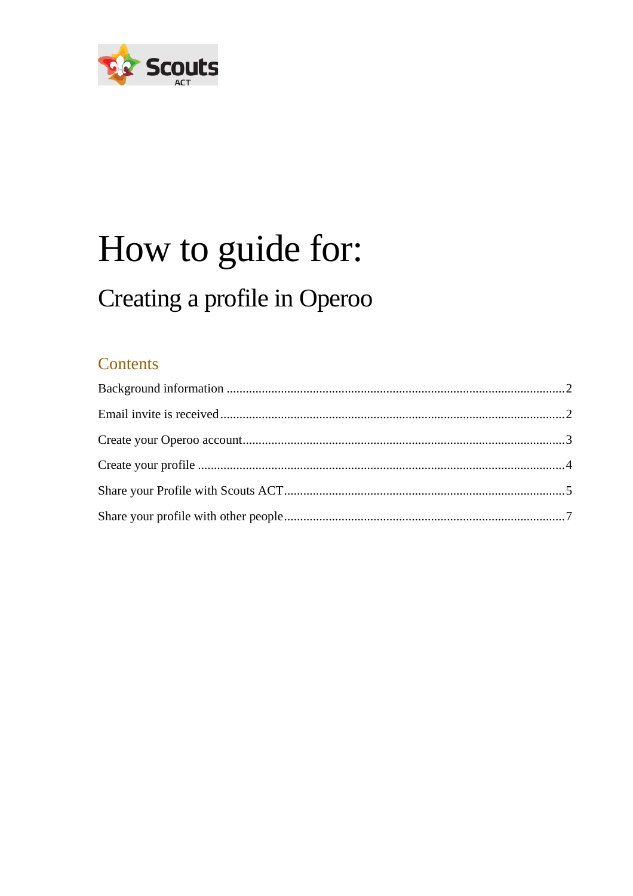# How to guide for:

## Creating a profile in Operoo

### Contents

Background information .......... 2

Email invite is received .......... 2

Create your Operoo account .......... 3

Create your profile .......... 4

Share your Profile with Scouts ACT .......... 5

Share your profile with other people .......... 7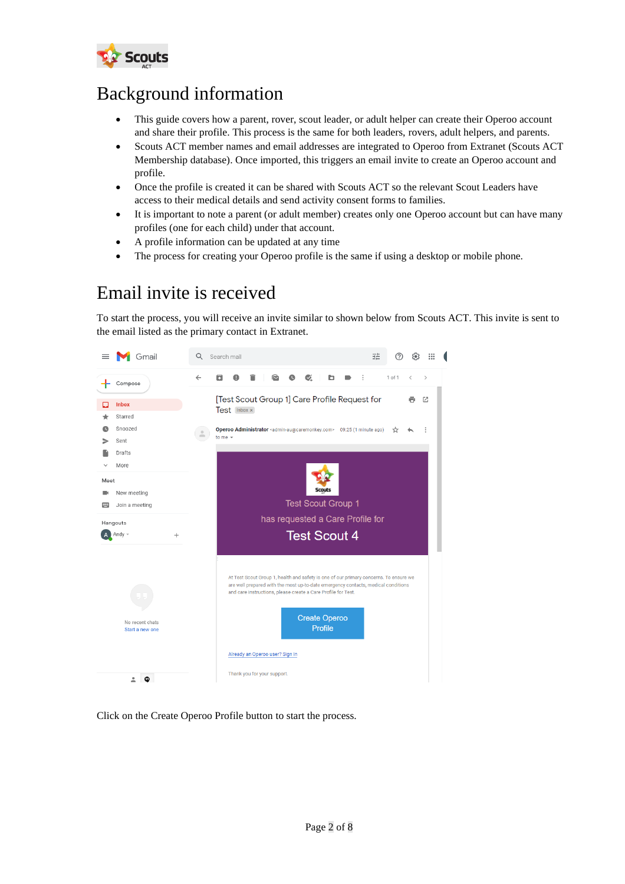# Background information

- This guide covers how a parent, rover, scout leader, or adult helper can create their Operoo account and share their profile. This process is the same for both leaders, rovers, adult helpers, and parents.
- Scouts ACT member names and email addresses are integrated to Operoo from Extranet (Scouts ACT Membership database). Once imported, this triggers an email invite to create an Operoo account and profile.
- Once the profile is created it can be shared with Scouts ACT so the relevant Scout Leaders have access to their medical details and send activity consent forms to families.
- It is important to note a parent (or adult member) creates only one Operoo account but can have many profiles (one for each child) under that account.
- A profile information can be updated at any time
- The process for creating your Operoo profile is the same if using a desktop or mobile phone.

# Email invite is received

To start the process, you will receive an invite similar to shown below from Scouts ACT. This invite is sent to the email listed as the primary contact in Extranet.

Click on the Create Operoo Profile button to start the process.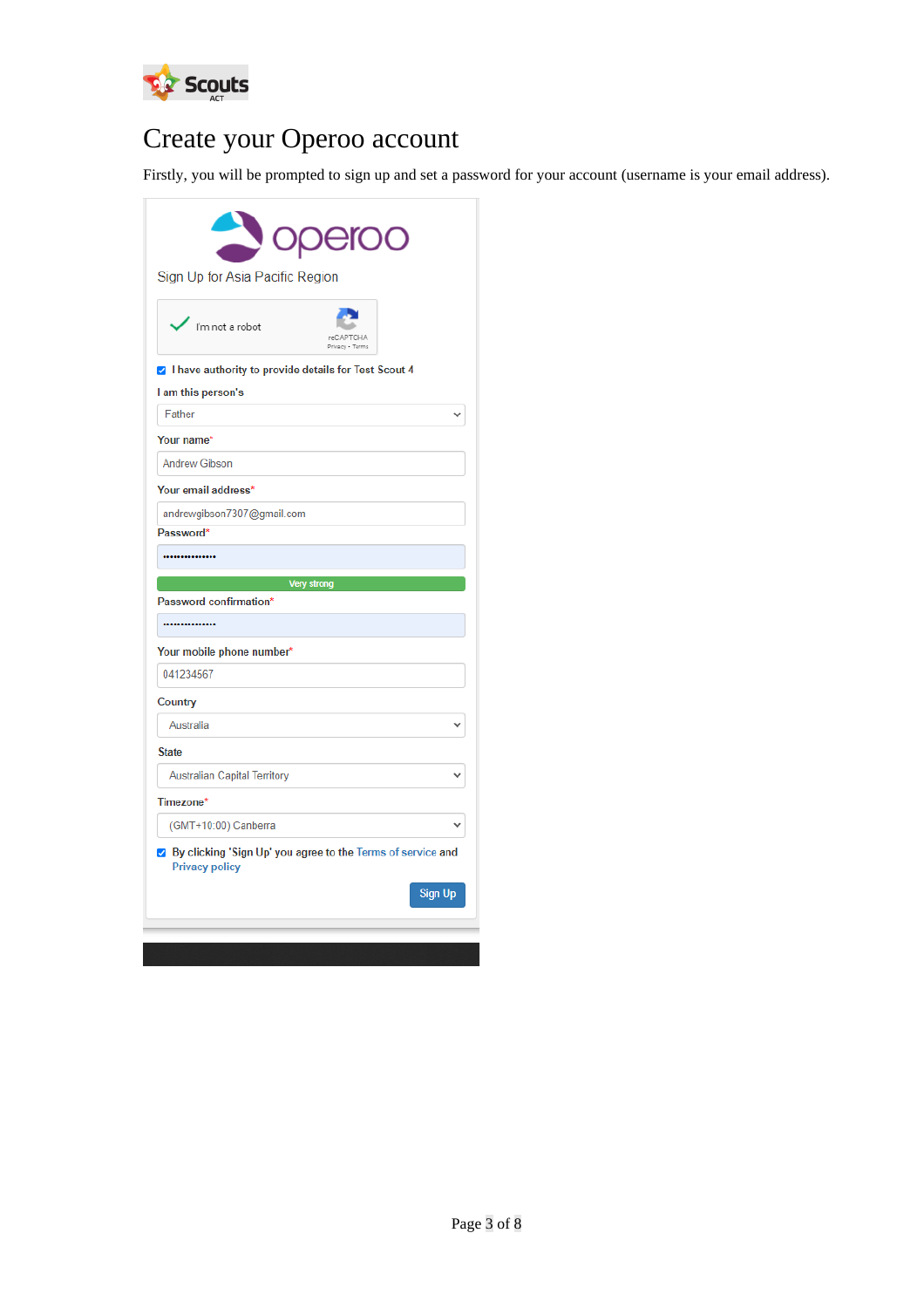# Create your Operoo account

Firstly, you will be prompted to sign up and set a password for your account (username is your email address).

operoo

Sign Up for Asia Pacific Region

I'm not a robot

reCAPTCHA
Privacy - Terms

☑ I have authority to provide details for Test Scout 4

**I am this person's**

Father

**Your name***

Andrew Gibson

**Your email address***

andrewgibson7307@gmail.com

**Password***

•••••••••••••••

Very strong

**Password confirmation***

•••••••••••••••

**Your mobile phone number***

041234567

**Country**

Australia

**State**

Australian Capital Territory

**Timezone***

(GMT+10:00) Canberra

☑ By clicking 'Sign Up' you agree to the Terms of service and Privacy policy

Sign Up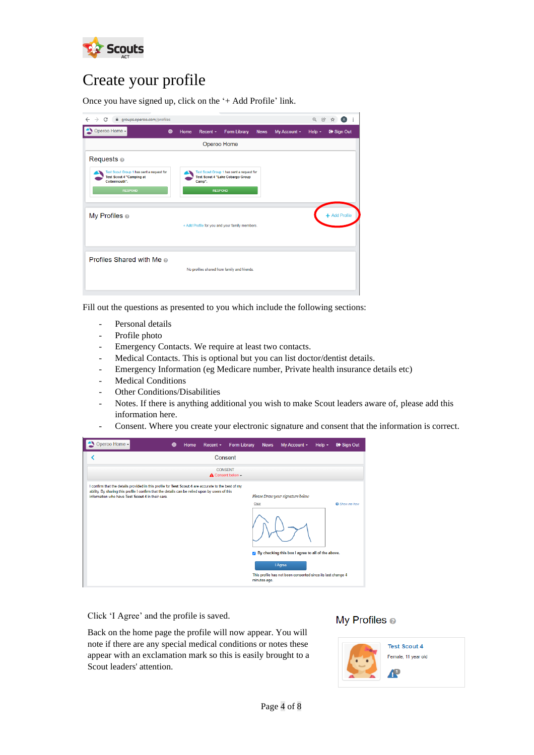# Create your profile

Once you have signed up, click on the '+ Add Profile' link.

Fill out the questions as presented to you which include the following sections:

- Personal details
- Profile photo
- Emergency Contacts. We require at least two contacts.
- Medical Contacts. This is optional but you can list doctor/dentist details.
- Emergency Information (eg Medicare number, Private health insurance details etc)
- Medical Conditions
- Other Conditions/Disabilities
- Notes. If there is anything additional you wish to make Scout leaders aware of, please add this information here.
- Consent. Where you create your electronic signature and consent that the information is correct.

Click 'I Agree' and the profile is saved.

Back on the home page the profile will now appear. You will note if there are any special medical conditions or notes these appear with an exclamation mark so this is easily brought to a Scout leaders' attention.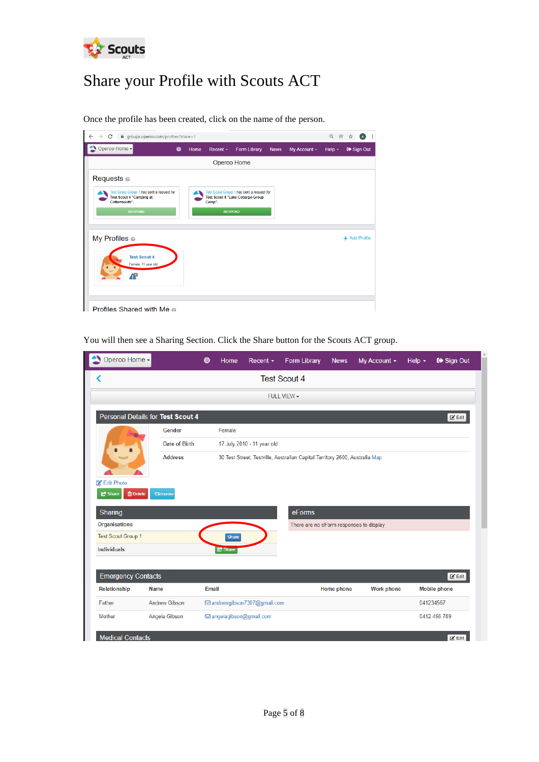# Share your Profile with Scouts ACT

Once the profile has been created, click on the name of the person.

You will then see a Sharing Section. Click the Share button for the Scouts ACT group.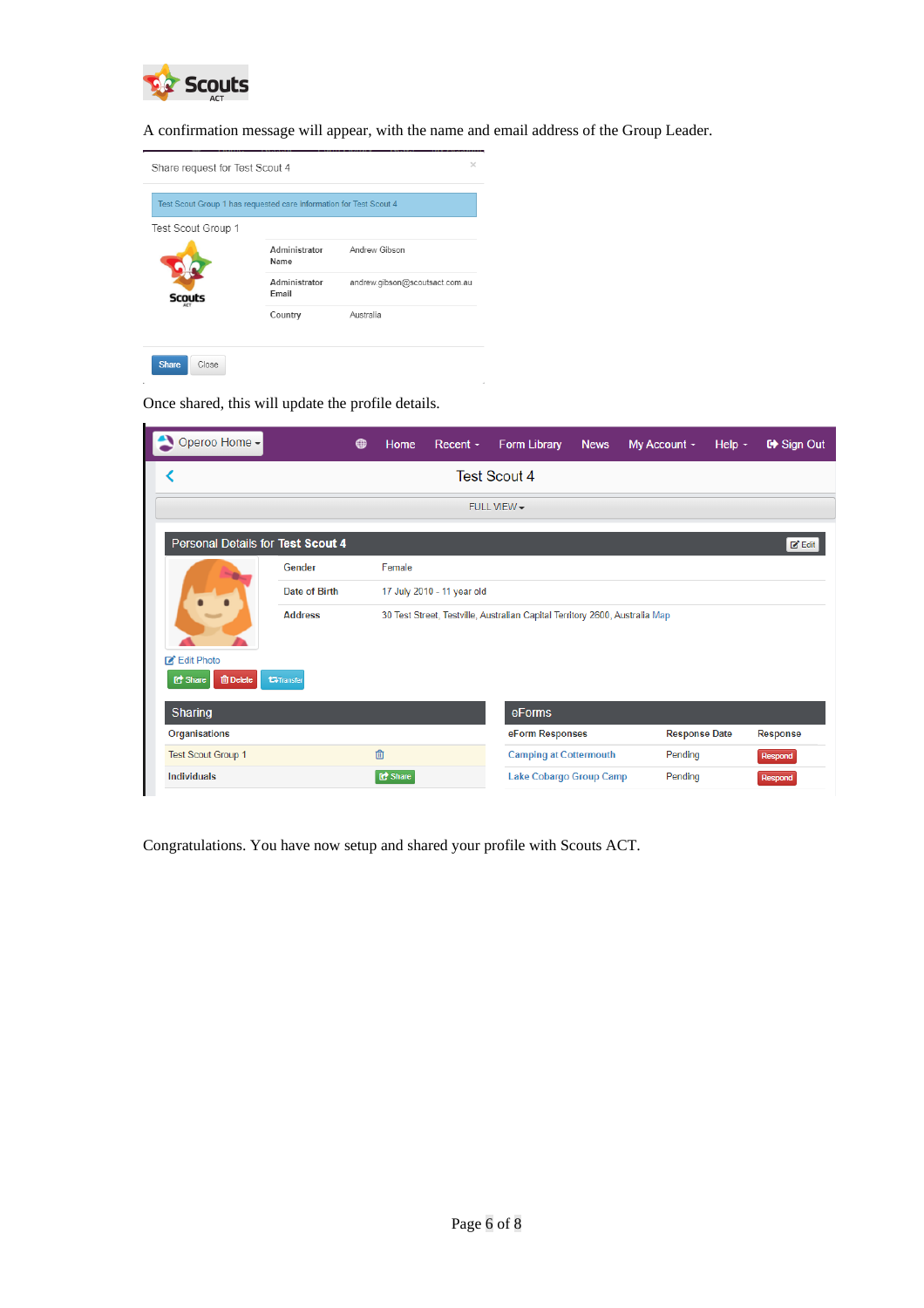A confirmation message will appear, with the name and email address of the Group Leader.

Share request for Test Scout 4

Test Scout Group 1 has requested care information for Test Scout 4

Test Scout Group 1

| Administrator Name | Andrew Gibson |
| --- | --- |
| Administrator Email | andrew.gibson@scoutsact.com.au |
| Country | Australia |

Share Close

Once shared, this will update the profile details.

Operoo Home | Home | Recent | Form Library | News | My Account | Help | Sign Out

Test Scout 4

FULL VIEW

**Personal Details for Test Scout 4** Edit

| Gender | Female |
| --- | --- |
| Date of Birth | 17 July 2010 - 11 year old |
| Address | 30 Test Street, Testville, Australian Capital Territory 2600, Australia Map |

Edit Photo

Share Delete Transfer

**Sharing**

| Organisations | |
| --- | --- |
| Test Scout Group 1 | |
| Individuals | Share |

**eForms**

| eForm Responses | Response Date | Response |
| --- | --- | --- |
| Camping at Cottermouth | Pending | Respond |
| Lake Cobargo Group Camp | Pending | Respond |

Congratulations. You have now setup and shared your profile with Scouts ACT.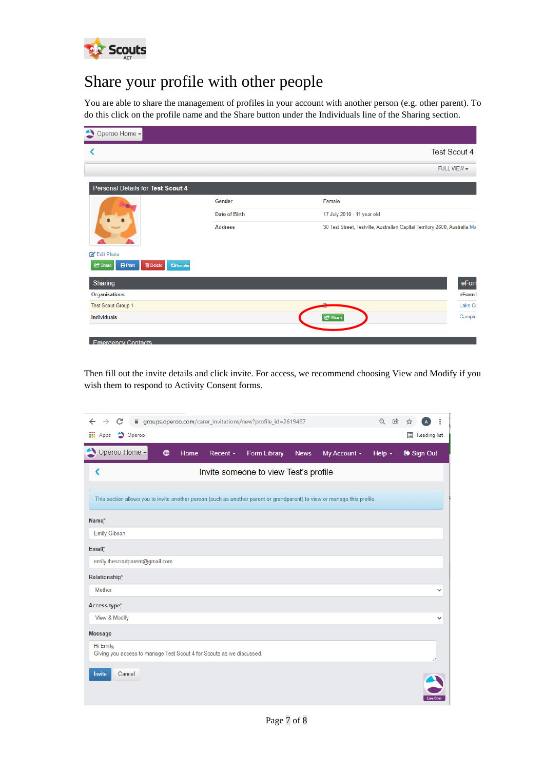# Share your profile with other people

You are able to share the management of profiles in your account with another person (e.g. other parent). To do this click on the profile name and the Share button under the Individuals line of the Sharing section.

Then fill out the invite details and click invite. For access, we recommend choosing View and Modify if you wish them to respond to Activity Consent forms.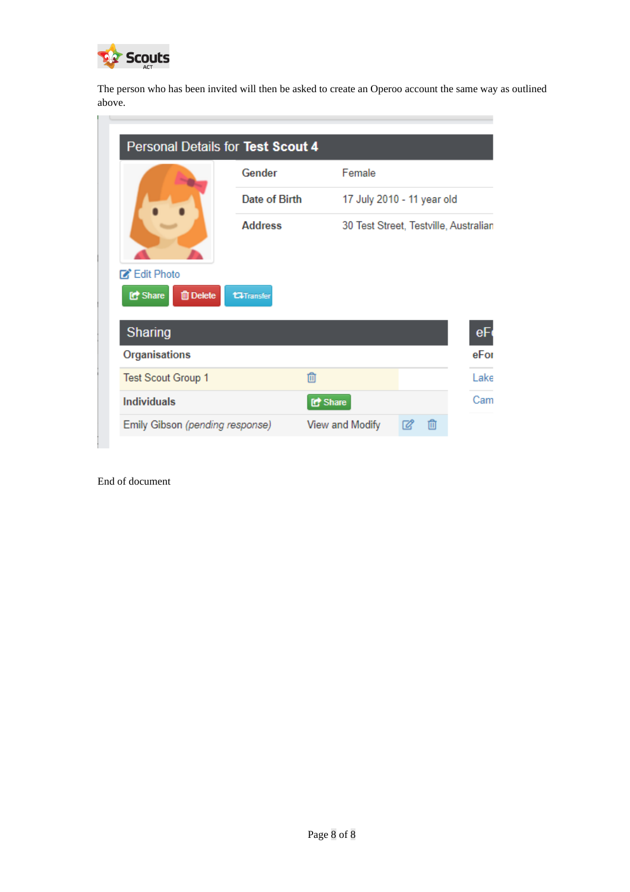The person who has been invited will then be asked to create an Operoo account the same way as outlined above.

End of document